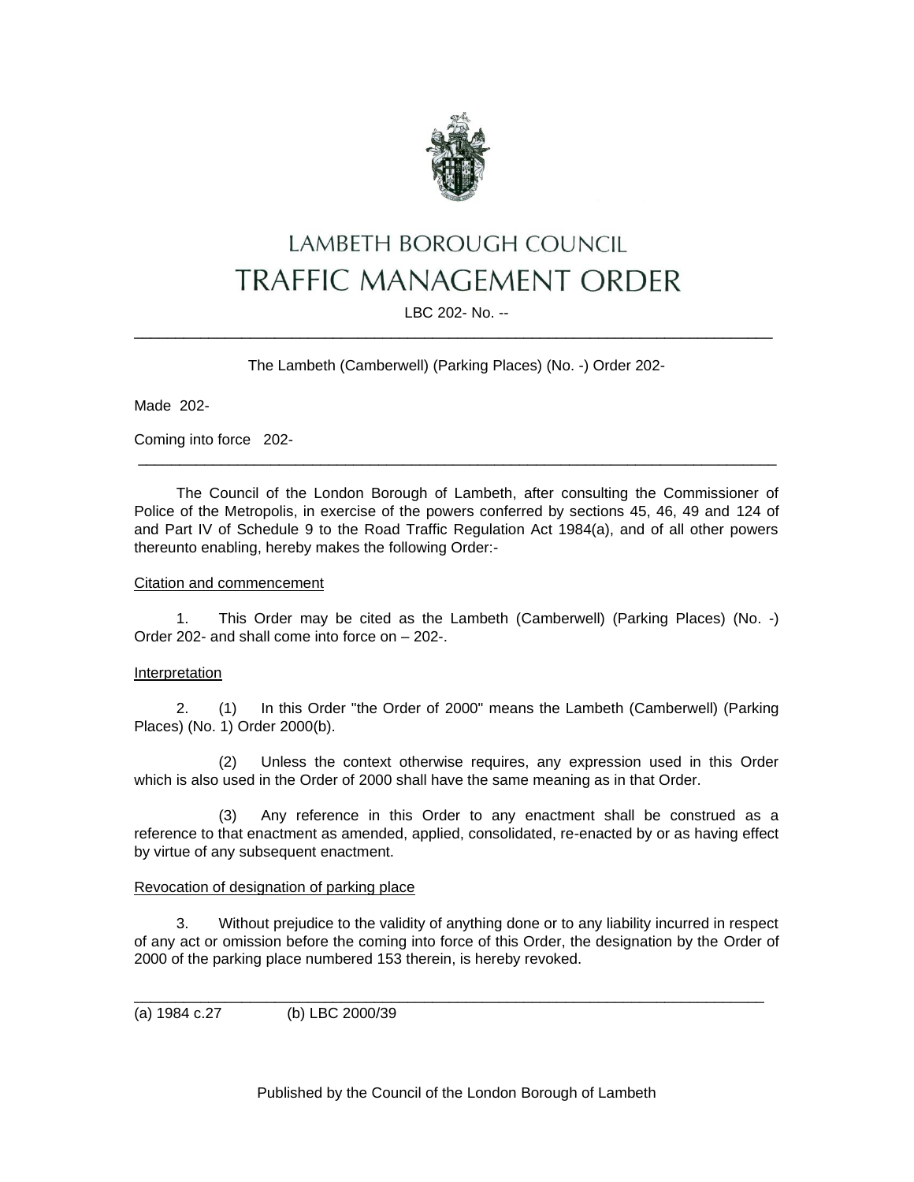# LAMBETH BOROUGH COUNCIL

# TRAFFIC MANAGEMENT ORDER

LBC 202- No. --

---

The Lambeth (Camberwell) (Parking Places) (No. -) Order 202-

Made 202-

Coming into force 202-

---

The Council of the London Borough of Lambeth, after consulting the Commissioner of Police of the Metropolis, in exercise of the powers conferred by sections 45, 46, 49 and 124 of and Part IV of Schedule 9 to the Road Traffic Regulation Act 1984(a), and of all other powers thereunto enabling, hereby makes the following Order:-

<u>Citation and commencement</u>

1. This Order may be cited as the Lambeth (Camberwell) (Parking Places) (No. -) Order 202- and shall come into force on – 202-.

<u>Interpretation</u>

2. (1) In this Order "the Order of 2000" means the Lambeth (Camberwell) (Parking Places) (No. 1) Order 2000(b).

(2) Unless the context otherwise requires, any expression used in this Order which is also used in the Order of 2000 shall have the same meaning as in that Order.

(3) Any reference in this Order to any enactment shall be construed as a reference to that enactment as amended, applied, consolidated, re-enacted by or as having effect by virtue of any subsequent enactment.

<u>Revocation of designation of parking place</u>

3. Without prejudice to the validity of anything done or to any liability incurred in respect of any act or omission before the coming into force of this Order, the designation by the Order of 2000 of the parking place numbered 153 therein, is hereby revoked.

---

(a) 1984 c.27 (b) LBC 2000/39

Published by the Council of the London Borough of Lambeth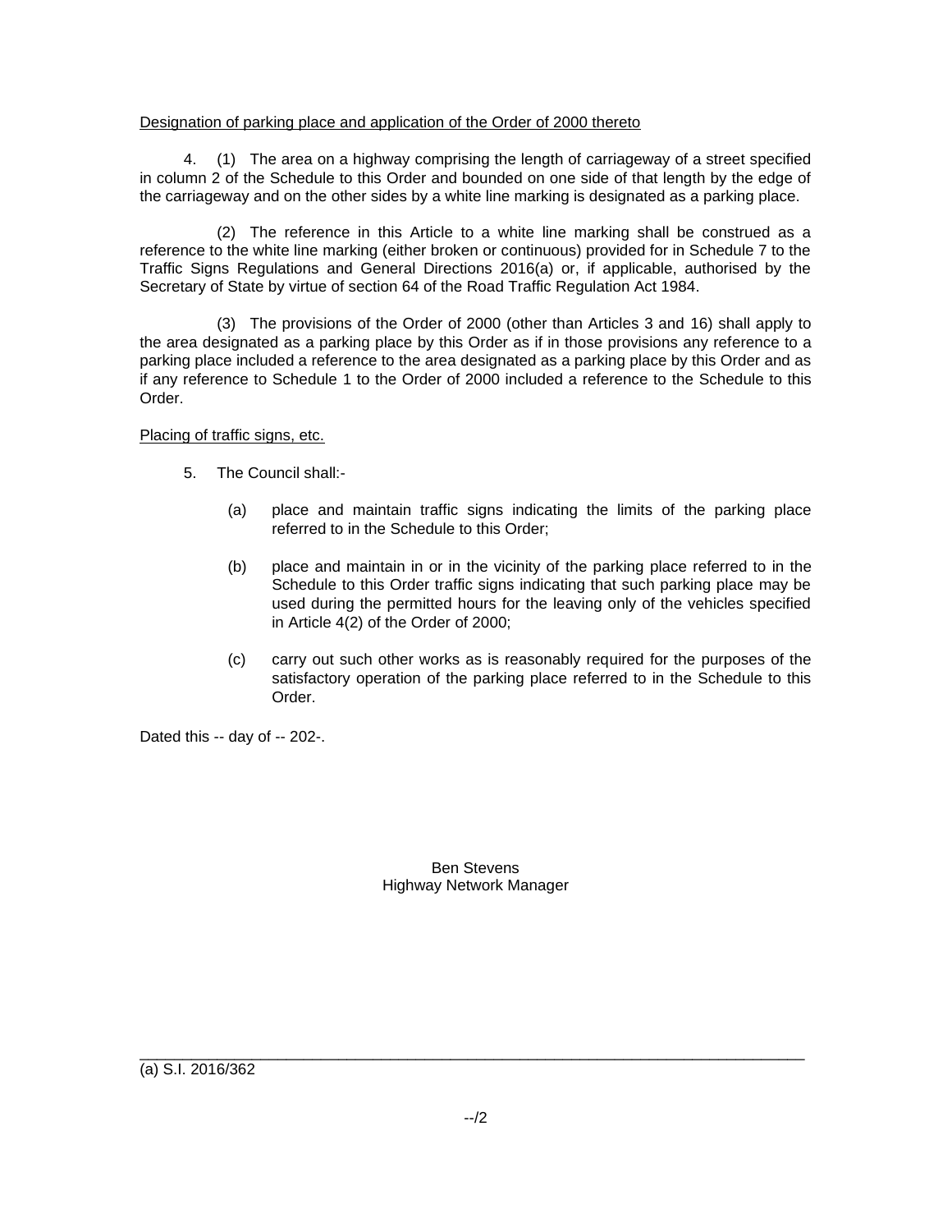Designation of parking place and application of the Order of 2000 thereto

4. (1) The area on a highway comprising the length of carriageway of a street specified in column 2 of the Schedule to this Order and bounded on one side of that length by the edge of the carriageway and on the other sides by a white line marking is designated as a parking place.

(2) The reference in this Article to a white line marking shall be construed as a reference to the white line marking (either broken or continuous) provided for in Schedule 7 to the Traffic Signs Regulations and General Directions 2016(a) or, if applicable, authorised by the Secretary of State by virtue of section 64 of the Road Traffic Regulation Act 1984.

(3) The provisions of the Order of 2000 (other than Articles 3 and 16) shall apply to the area designated as a parking place by this Order as if in those provisions any reference to a parking place included a reference to the area designated as a parking place by this Order and as if any reference to Schedule 1 to the Order of 2000 included a reference to the Schedule to this Order.

Placing of traffic signs, etc.

5. The Council shall:-

(a) place and maintain traffic signs indicating the limits of the parking place referred to in the Schedule to this Order;

(b) place and maintain in or in the vicinity of the parking place referred to in the Schedule to this Order traffic signs indicating that such parking place may be used during the permitted hours for the leaving only of the vehicles specified in Article 4(2) of the Order of 2000;

(c) carry out such other works as is reasonably required for the purposes of the satisfactory operation of the parking place referred to in the Schedule to this Order.

Dated this -- day of -- 202-.

Ben Stevens
Highway Network Manager

---

(a) S.I. 2016/362

--/2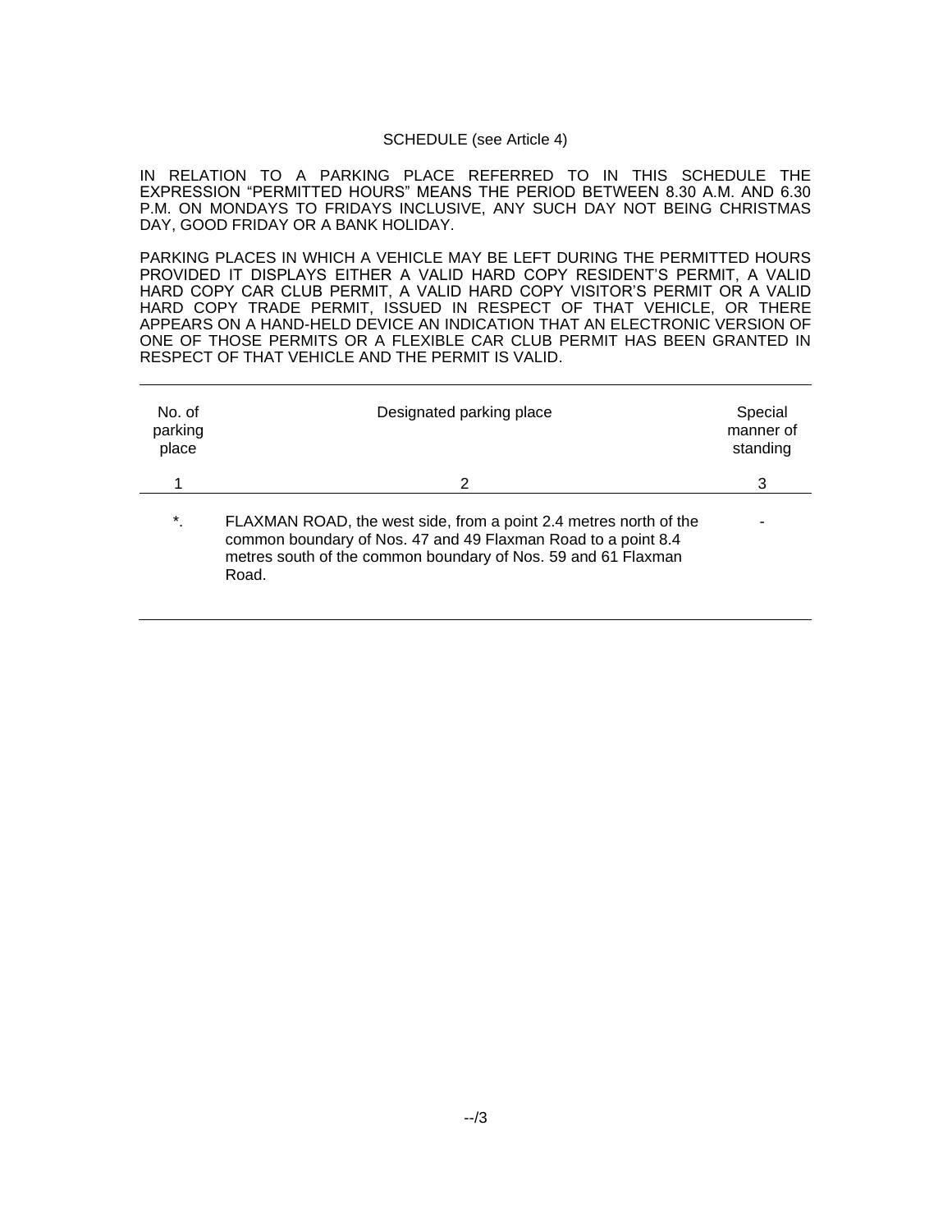SCHEDULE (see Article 4)

IN RELATION TO A PARKING PLACE REFERRED TO IN THIS SCHEDULE THE EXPRESSION "PERMITTED HOURS" MEANS THE PERIOD BETWEEN 8.30 A.M. AND 6.30 P.M. ON MONDAYS TO FRIDAYS INCLUSIVE, ANY SUCH DAY NOT BEING CHRISTMAS DAY, GOOD FRIDAY OR A BANK HOLIDAY.

PARKING PLACES IN WHICH A VEHICLE MAY BE LEFT DURING THE PERMITTED HOURS PROVIDED IT DISPLAYS EITHER A VALID HARD COPY RESIDENT'S PERMIT, A VALID HARD COPY CAR CLUB PERMIT, A VALID HARD COPY VISITOR'S PERMIT OR A VALID HARD COPY TRADE PERMIT, ISSUED IN RESPECT OF THAT VEHICLE, OR THERE APPEARS ON A HAND-HELD DEVICE AN INDICATION THAT AN ELECTRONIC VERSION OF ONE OF THOSE PERMITS OR A FLEXIBLE CAR CLUB PERMIT HAS BEEN GRANTED IN RESPECT OF THAT VEHICLE AND THE PERMIT IS VALID.

| No. of parking place | Designated parking place | Special manner of standing |
|---|---|---|
| 1 | 2 | 3 |
| *. | FLAXMAN ROAD, the west side, from a point 2.4 metres north of the common boundary of Nos. 47 and 49 Flaxman Road to a point 8.4 metres south of the common boundary of Nos. 59 and 61 Flaxman Road. | - |